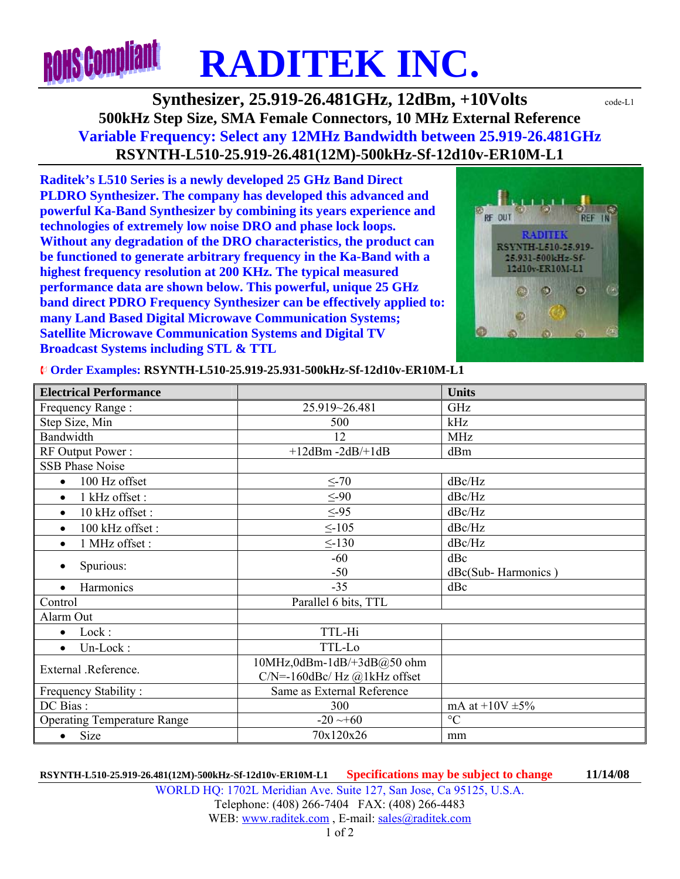# RADITEK INC.

## Synthesizer, 25.919-26.481GHz, 12dBm, +10Volts

code-L1

### 500kHz Step Size, SMA Female Connectors, 10 MHz External Reference

### Variable Frequency: Select any 12MHz Bandwidth between 25.919-26.481GHz

### RSYNTH-L510-25.919-26.481(12M)-500kHz-Sf-12d10v-ER10M-L1

**Raditek's L510 Series is a newly developed 25 GHz Band Direct PLDRO Synthesizer. The company has developed this advanced and powerful Ka-Band Synthesizer by combining its years experience and technologies of extremely low noise DRO and phase lock loops. Without any degradation of the DRO characteristics, the product can be functioned to generate arbitrary frequency in the Ka-Band with a highest frequency resolution at 200 KHz. The typical measured performance data are shown below. This powerful, unique 25 GHz band direct PDRO Frequency Synthesizer can be effectively applied to: many Land Based Digital Microwave Communication Systems; Satellite Microwave Communication Systems and Digital TV Broadcast Systems including STL & TTL**

**Order Examples: RSYNTH-L510-25.919-25.931-500kHz-Sf-12d10v-ER10M-L1**

| Electrical Performance | | Units |
|---|---|---|
| Frequency Range : | 25.919~26.481 | GHz |
| Step Size, Min | 500 | kHz |
| Bandwidth | 12 | MHz |
| RF Output Power : | +12dBm -2dB/+1dB | dBm |
| SSB Phase Noise | | |
| • 100 Hz offset | ≤-70 | dBc/Hz |
| • 1 kHz offset : | ≤-90 | dBc/Hz |
| • 10 kHz offset : | ≤-95 | dBc/Hz |
| • 100 kHz offset : | ≤-105 | dBc/Hz |
| • 1 MHz offset : | ≤-130 | dBc/Hz |
| • Spurious: | -60<br>-50 | dBc<br>dBc(Sub- Harmonics ) |
| • Harmonics | -35 | dBc |
| Control | Parallel 6 bits, TTL | |
| Alarm Out | | |
| • Lock : | TTL-Hi | |
| • Un-Lock : | TTL-Lo | |
| External .Reference. | 10MHz,0dBm-1dB/+3dB@50 ohm<br>C/N=-160dBc/ Hz @1kHz offset | |
| Frequency Stability : | Same as External Reference | |
| DC Bias : | 300 | mA at +10V ±5% |
| Operating Temperature Range | -20 ~+60 | °C |
| • Size | 70x120x26 | mm |

**RSYNTH-L510-25.919-26.481(12M)-500kHz-Sf-12d10v-ER10M-L1** Specifications may be subject to change **11/14/08**

WORLD HQ: 1702L Meridian Ave. Suite 127, San Jose, Ca 95125, U.S.A.
Telephone: (408) 266-7404 FAX: (408) 266-4483
WEB: www.raditek.com , E-mail: sales@raditek.com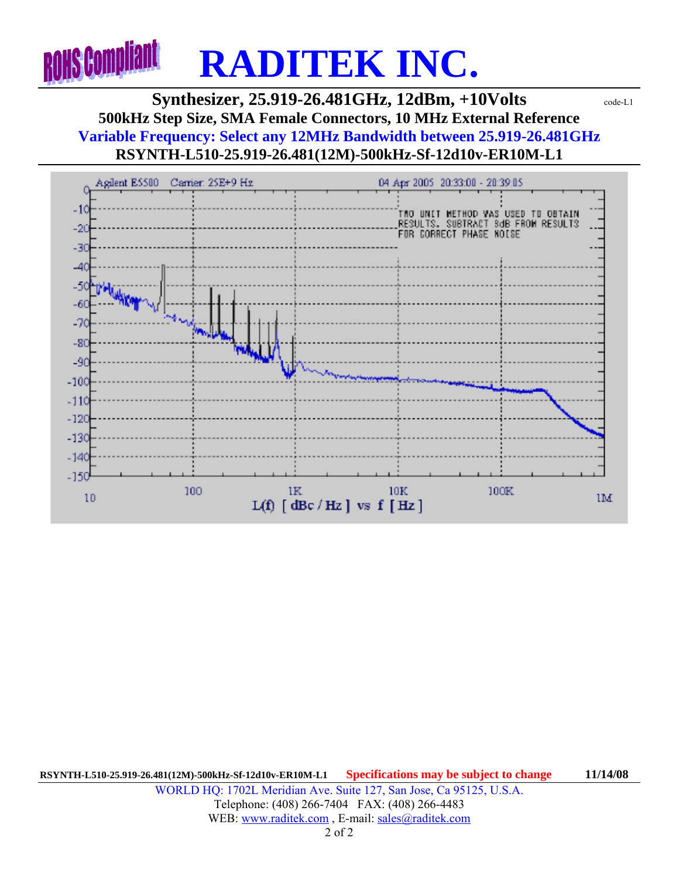RoHS Compliant

# RADITEK INC.

**Synthesizer, 25.919-26.481GHz, 12dBm, +10Volts** code-L1

**500kHz Step Size, SMA Female Connectors, 10 MHz External Reference**

**Variable Frequency: Select any 12MHz Bandwidth between 25.919-26.481GHz**

**RSYNTH-L510-25.919-26.481(12M)-500kHz-Sf-12d10v-ER10M-L1**

Agilent E5500 Carrier: 25E+9 Hz

04 Apr 2005 20:33:00 - 20:39:05

TWO UNIT METHOD WAS USED TO OBTAIN RESULTS. SUBTRACT 3dB FROM RESULTS FOR CORRECT PHASE NOISE

0
-10
-20
-30
-40
-50
-60
-70
-80
-90
-100
-110
-120
-130
-140
-150

10 100 1K 10K 100K 1M

L(f) [ dBc / Hz ] vs f [ Hz ]

**RSYNTH-L510-25.919-26.481(12M)-500kHz-Sf-12d10v-ER10M-L1** **Specifications may be subject to change** **11/14/08**

WORLD HQ: 1702L Meridian Ave. Suite 127, San Jose, Ca 95125, U.S.A.

Telephone: (408) 266-7404 FAX: (408) 266-4483

WEB: www.raditek.com , E-mail: sales@raditek.com